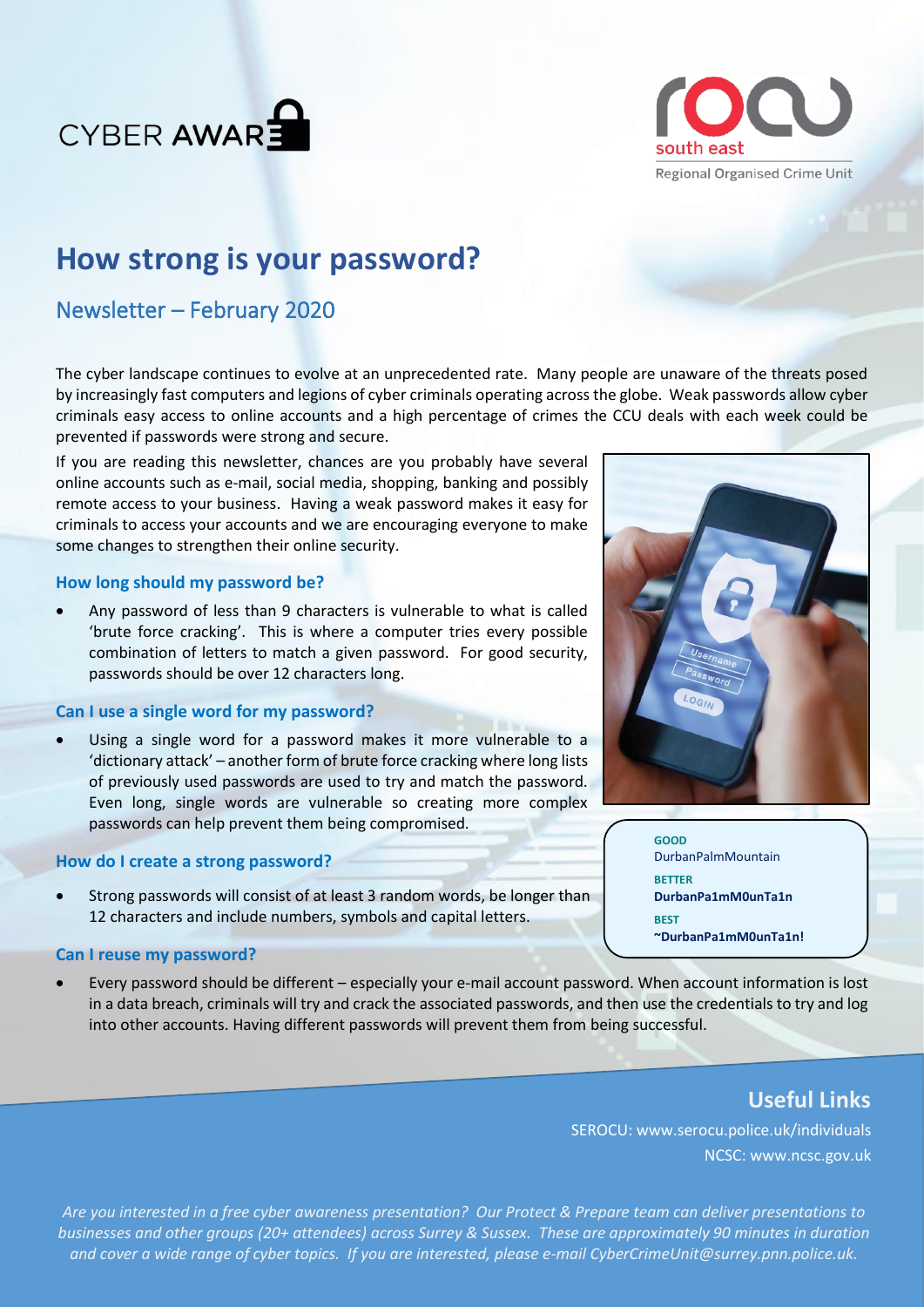CYBER AWARE

south east
Regional Organised Crime Unit

# How strong is your password?

## Newsletter – February 2020

The cyber landscape continues to evolve at an unprecedented rate. Many people are unaware of the threats posed by increasingly fast computers and legions of cyber criminals operating across the globe. Weak passwords allow cyber criminals easy access to online accounts and a high percentage of crimes the CCU deals with each week could be prevented if passwords were strong and secure.

If you are reading this newsletter, chances are you probably have several online accounts such as e-mail, social media, shopping, banking and possibly remote access to your business. Having a weak password makes it easy for criminals to access your accounts and we are encouraging everyone to make some changes to strengthen their online security.

### How long should my password be?

- Any password of less than 9 characters is vulnerable to what is called 'brute force cracking'. This is where a computer tries every possible combination of letters to match a given password. For good security, passwords should be over 12 characters long.

### Can I use a single word for my password?

- Using a single word for a password makes it more vulnerable to a 'dictionary attack' – another form of brute force cracking where long lists of previously used passwords are used to try and match the password. Even long, single words are vulnerable so creating more complex passwords can help prevent them being compromised.

### How do I create a strong password?

- Strong passwords will consist of at least 3 random words, be longer than 12 characters and include numbers, symbols and capital letters.

**GOOD**
DurbanPalmMountain

**BETTER**
**DurbanPa1mM0unTa1n**

**BEST**
**~DurbanPa1mM0unTa1n!**

### Can I reuse my password?

- Every password should be different – especially your e-mail account password. When account information is lost in a data breach, criminals will try and crack the associated passwords, and then use the credentials to try and log into other accounts. Having different passwords will prevent them from being successful.

## Useful Links

SEROCU: www.serocu.police.uk/individuals
NCSC: www.ncsc.gov.uk

*Are you interested in a free cyber awareness presentation? Our Protect & Prepare team can deliver presentations to businesses and other groups (20+ attendees) across Surrey & Sussex. These are approximately 90 minutes in duration and cover a wide range of cyber topics. If you are interested, please e-mail CyberCrimeUnit@surrey.pnn.police.uk.*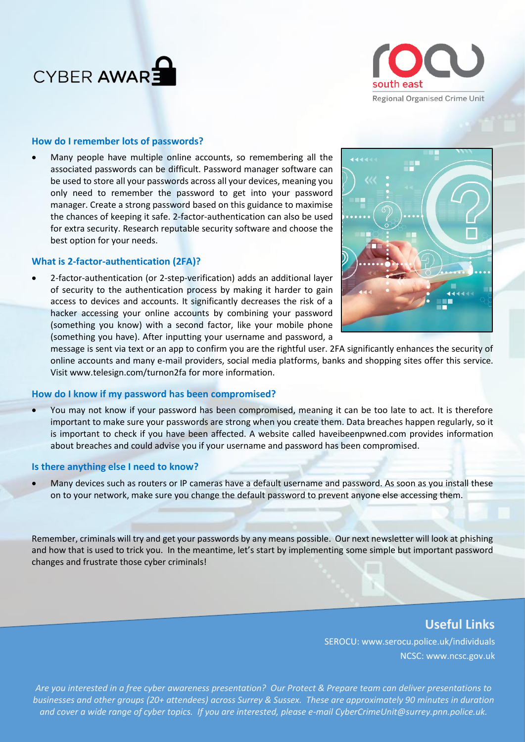## How do I remember lots of passwords?

- Many people have multiple online accounts, so remembering all the associated passwords can be difficult. Password manager software can be used to store all your passwords across all your devices, meaning you only need to remember the password to get into your password manager. Create a strong password based on this guidance to maximise the chances of keeping it safe. 2-factor-authentication can also be used for extra security. Research reputable security software and choose the best option for your needs.

## What is 2-factor-authentication (2FA)?

- 2-factor-authentication (or 2-step-verification) adds an additional layer of security to the authentication process by making it harder to gain access to devices and accounts. It significantly decreases the risk of a hacker accessing your online accounts by combining your password (something you know) with a second factor, like your mobile phone (something you have). After inputting your username and password, a message is sent via text or an app to confirm you are the rightful user. 2FA significantly enhances the security of online accounts and many e-mail providers, social media platforms, banks and shopping sites offer this service. Visit www.telesign.com/turnon2fa for more information.

## How do I know if my password has been compromised?

- You may not know if your password has been compromised, meaning it can be too late to act. It is therefore important to make sure your passwords are strong when you create them. Data breaches happen regularly, so it is important to check if you have been affected. A website called haveibeenpwned.com provides information about breaches and could advise you if your username and password has been compromised.

## Is there anything else I need to know?

- Many devices such as routers or IP cameras have a default username and password. As soon as you install these on to your network, make sure you change the default password to prevent anyone else accessing them.

Remember, criminals will try and get your passwords by any means possible. Our next newsletter will look at phishing and how that is used to trick you. In the meantime, let's start by implementing some simple but important password changes and frustrate those cyber criminals!

## Useful Links

SEROCU: www.serocu.police.uk/individuals

NCSC: www.ncsc.gov.uk

*Are you interested in a free cyber awareness presentation? Our Protect & Prepare team can deliver presentations to businesses and other groups (20+ attendees) across Surrey & Sussex. These are approximately 90 minutes in duration and cover a wide range of cyber topics. If you are interested, please e-mail CyberCrimeUnit@surrey.pnn.police.uk.*